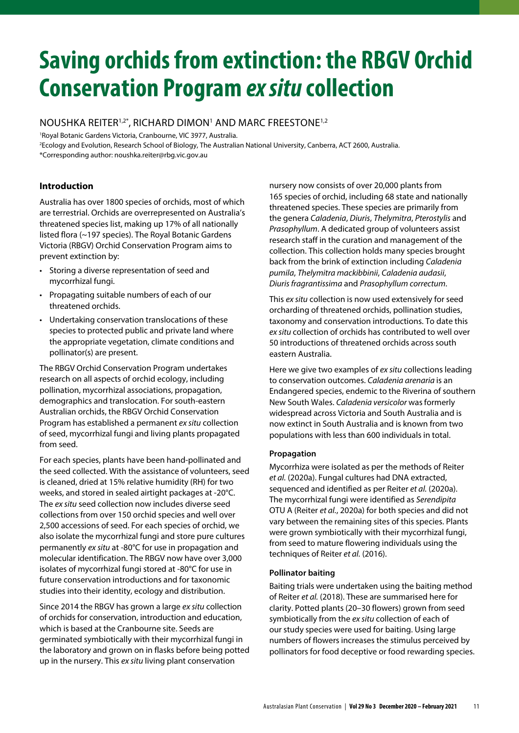# Saving orchids from extinction: the RBGV Orchid Conservation Program *ex situ* collection

NOUSHKA REITER[1,2*], RICHARD DIMON[1] AND MARC FREESTONE[1,2]

[1]Royal Botanic Gardens Victoria, Cranbourne, VIC 3977, Australia.
[2]Ecology and Evolution, Research School of Biology, The Australian National University, Canberra, ACT 2600, Australia.
*Corresponding author: noushka.reiter@rbg.vic.gov.au

### Introduction

Australia has over 1800 species of orchids, most of which are terrestrial. Orchids are overrepresented on Australia's threatened species list, making up 17% of all nationally listed flora (~197 species). The Royal Botanic Gardens Victoria (RBGV) Orchid Conservation Program aims to prevent extinction by:

- Storing a diverse representation of seed and mycorrhizal fungi.
- Propagating suitable numbers of each of our threatened orchids.
- Undertaking conservation translocations of these species to protected public and private land where the appropriate vegetation, climate conditions and pollinator(s) are present.

The RBGV Orchid Conservation Program undertakes research on all aspects of orchid ecology, including pollination, mycorrhizal associations, propagation, demographics and translocation. For south-eastern Australian orchids, the RBGV Orchid Conservation Program has established a permanent *ex situ* collection of seed, mycorrhizal fungi and living plants propagated from seed.

For each species, plants have been hand-pollinated and the seed collected. With the assistance of volunteers, seed is cleaned, dried at 15% relative humidity (RH) for two weeks, and stored in sealed airtight packages at -20°C. The *ex situ* seed collection now includes diverse seed collections from over 150 orchid species and well over 2,500 accessions of seed. For each species of orchid, we also isolate the mycorrhizal fungi and store pure cultures permanently *ex situ* at -80°C for use in propagation and molecular identification. The RBGV now have over 3,000 isolates of mycorrhizal fungi stored at -80°C for use in future conservation introductions and for taxonomic studies into their identity, ecology and distribution.

Since 2014 the RBGV has grown a large *ex situ* collection of orchids for conservation, introduction and education, which is based at the Cranbourne site. Seeds are germinated symbiotically with their mycorrhizal fungi in the laboratory and grown on in flasks before being potted up in the nursery. This *ex situ* living plant conservation nursery now consists of over 20,000 plants from 165 species of orchid, including 68 state and nationally threatened species. These species are primarily from the genera *Caladenia*, *Diuris*, *Thelymitra*, *Pterostylis* and *Prasophyllum*. A dedicated group of volunteers assist research staff in the curation and management of the collection. This collection holds many species brought back from the brink of extinction including *Caladenia pumila*, *Thelymitra mackibbinii*, *Caladenia audasii*, *Diuris fragrantissima* and *Prasophyllum correctum*.

This *ex situ* collection is now used extensively for seed orcharding of threatened orchids, pollination studies, taxonomy and conservation introductions. To date this *ex situ* collection of orchids has contributed to well over 50 introductions of threatened orchids across south eastern Australia.

Here we give two examples of *ex situ* collections leading to conservation outcomes. *Caladenia arenaria* is an Endangered species, endemic to the Riverina of southern New South Wales. *Caladenia versicolor* was formerly widespread across Victoria and South Australia and is now extinct in South Australia and is known from two populations with less than 600 individuals in total.

#### Propagation

Mycorrhiza were isolated as per the methods of Reiter *et al.* (2020a). Fungal cultures had DNA extracted, sequenced and identified as per Reiter *et al.* (2020a). The mycorrhizal fungi were identified as *Serendipita* OTU A (Reiter *et al.*, 2020a) for both species and did not vary between the remaining sites of this species. Plants were grown symbiotically with their mycorrhizal fungi, from seed to mature flowering individuals using the techniques of Reiter *et al.* (2016).

#### Pollinator baiting

Baiting trials were undertaken using the baiting method of Reiter *et al.* (2018). These are summarised here for clarity. Potted plants (20–30 flowers) grown from seed symbiotically from the *ex situ* collection of each of our study species were used for baiting. Using large numbers of flowers increases the stimulus perceived by pollinators for food deceptive or food rewarding species.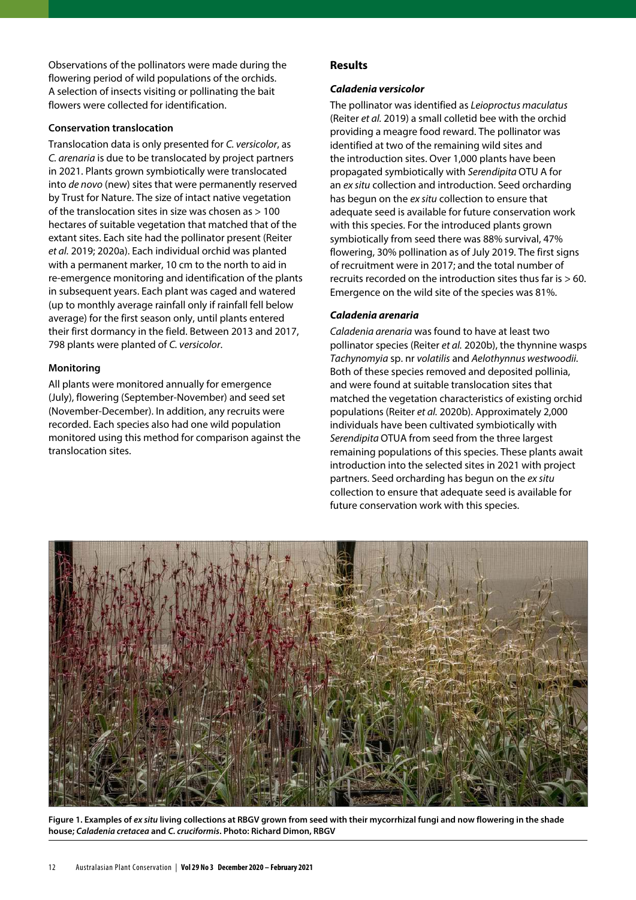Observations of the pollinators were made during the flowering period of wild populations of the orchids. A selection of insects visiting or pollinating the bait flowers were collected for identification.

### Conservation translocation

Translocation data is only presented for *C. versicolor*, as *C. arenaria* is due to be translocated by project partners in 2021. Plants grown symbiotically were translocated into *de novo* (new) sites that were permanently reserved by Trust for Nature. The size of intact native vegetation of the translocation sites in size was chosen as > 100 hectares of suitable vegetation that matched that of the extant sites. Each site had the pollinator present (Reiter *et al.* 2019; 2020a). Each individual orchid was planted with a permanent marker, 10 cm to the north to aid in re-emergence monitoring and identification of the plants in subsequent years. Each plant was caged and watered (up to monthly average rainfall only if rainfall fell below average) for the first season only, until plants entered their first dormancy in the field. Between 2013 and 2017, 798 plants were planted of *C. versicolor*.

### Monitoring

All plants were monitored annually for emergence (July), flowering (September-November) and seed set (November-December). In addition, any recruits were recorded. Each species also had one wild population monitored using this method for comparison against the translocation sites.

## Results

### *Caladenia versicolor*

The pollinator was identified as *Leioproctus maculatus* (Reiter *et al.* 2019) a small colletid bee with the orchid providing a meagre food reward. The pollinator was identified at two of the remaining wild sites and the introduction sites. Over 1,000 plants have been propagated symbiotically with *Serendipita* OTU A for an *ex situ* collection and introduction. Seed orcharding has begun on the *ex situ* collection to ensure that adequate seed is available for future conservation work with this species. For the introduced plants grown symbiotically from seed there was 88% survival, 47% flowering, 30% pollination as of July 2019. The first signs of recruitment were in 2017; and the total number of recruits recorded on the introduction sites thus far is > 60. Emergence on the wild site of the species was 81%.

### *Caladenia arenaria*

*Caladenia arenaria* was found to have at least two pollinator species (Reiter *et al.* 2020b), the thynnine wasps *Tachynomyia* sp. nr *volatilis* and *Aelothynnus westwoodii*. Both of these species removed and deposited pollinia, and were found at suitable translocation sites that matched the vegetation characteristics of existing orchid populations (Reiter *et al.* 2020b). Approximately 2,000 individuals have been cultivated symbiotically with *Serendipita* OTUA from seed from the three largest remaining populations of this species. These plants await introduction into the selected sites in 2021 with project partners. Seed orcharding has begun on the *ex situ* collection to ensure that adequate seed is available for future conservation work with this species.

**Figure 1. Examples of *ex situ* living collections at RBGV grown from seed with their mycorrhizal fungi and now flowering in the shade house; *Caladenia cretacea* and *C. cruciformis*. Photo: Richard Dimon, RBGV**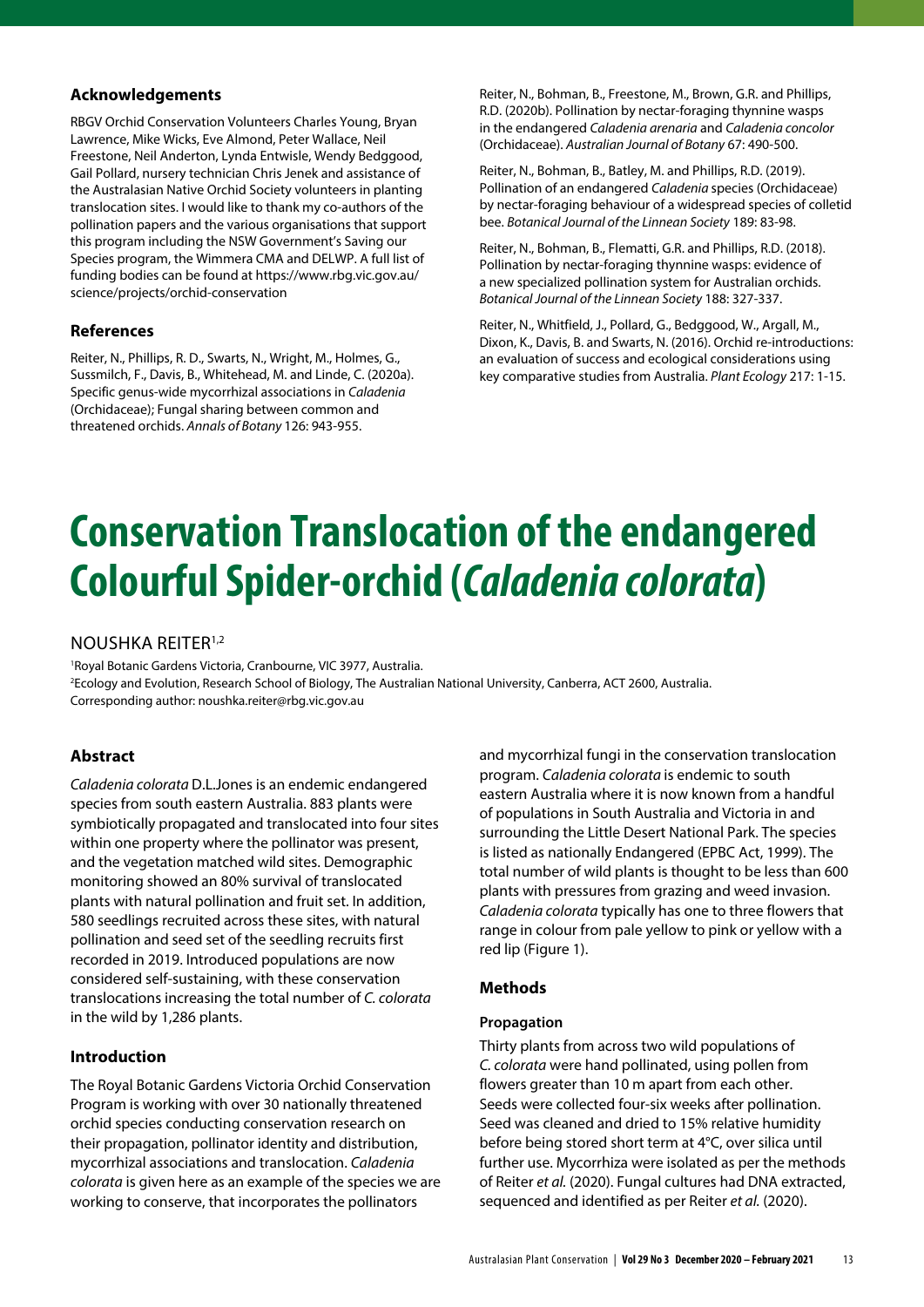### Acknowledgements

RBGV Orchid Conservation Volunteers Charles Young, Bryan Lawrence, Mike Wicks, Eve Almond, Peter Wallace, Neil Freestone, Neil Anderton, Lynda Entwisle, Wendy Bedggood, Gail Pollard, nursery technician Chris Jenek and assistance of the Australasian Native Orchid Society volunteers in planting translocation sites. I would like to thank my co-authors of the pollination papers and the various organisations that support this program including the NSW Government's Saving our Species program, the Wimmera CMA and DELWP. A full list of funding bodies can be found at https://www.rbg.vic.gov.au/science/projects/orchid-conservation

### References

Reiter, N., Phillips, R. D., Swarts, N., Wright, M., Holmes, G., Sussmilch, F., Davis, B., Whitehead, M. and Linde, C. (2020a). Specific genus-wide mycorrhizal associations in *Caladenia* (Orchidaceae); Fungal sharing between common and threatened orchids. *Annals of Botany* 126: 943-955.

Reiter, N., Bohman, B., Freestone, M., Brown, G.R. and Phillips, R.D. (2020b). Pollination by nectar-foraging thynnine wasps in the endangered *Caladenia arenaria* and *Caladenia concolor* (Orchidaceae). *Australian Journal of Botany* 67: 490-500.

Reiter, N., Bohman, B., Batley, M. and Phillips, R.D. (2019). Pollination of an endangered *Caladenia* species (Orchidaceae) by nectar-foraging behaviour of a widespread species of colletid bee. *Botanical Journal of the Linnean Society* 189: 83-98.

Reiter, N., Bohman, B., Flematti, G.R. and Phillips, R.D. (2018). Pollination by nectar-foraging thynnine wasps: evidence of a new specialized pollination system for Australian orchids. *Botanical Journal of the Linnean Society* 188: 327-337.

Reiter, N., Whitfield, J., Pollard, G., Bedggood, W., Argall, M., Dixon, K., Davis, B. and Swarts, N. (2016). Orchid re-introductions: an evaluation of success and ecological considerations using key comparative studies from Australia. *Plant Ecology* 217: 1-15.

# Conservation Translocation of the endangered Colourful Spider-orchid (*Caladenia colorata*)

NOUSHKA REITER[1,2]

[1]Royal Botanic Gardens Victoria, Cranbourne, VIC 3977, Australia.
[2]Ecology and Evolution, Research School of Biology, The Australian National University, Canberra, ACT 2600, Australia.
Corresponding author: noushka.reiter@rbg.vic.gov.au

### Abstract

*Caladenia colorata* D.L.Jones is an endemic endangered species from south eastern Australia. 883 plants were symbiotically propagated and translocated into four sites within one property where the pollinator was present, and the vegetation matched wild sites. Demographic monitoring showed an 80% survival of translocated plants with natural pollination and fruit set. In addition, 580 seedlings recruited across these sites, with natural pollination and seed set of the seedling recruits first recorded in 2019. Introduced populations are now considered self-sustaining, with these conservation translocations increasing the total number of *C. colorata* in the wild by 1,286 plants.

### Introduction

The Royal Botanic Gardens Victoria Orchid Conservation Program is working with over 30 nationally threatened orchid species conducting conservation research on their propagation, pollinator identity and distribution, mycorrhizal associations and translocation. *Caladenia colorata* is given here as an example of the species we are working to conserve, that incorporates the pollinators and mycorrhizal fungi in the conservation translocation program. *Caladenia colorata* is endemic to south eastern Australia where it is now known from a handful of populations in South Australia and Victoria in and surrounding the Little Desert National Park. The species is listed as nationally Endangered (EPBC Act, 1999). The total number of wild plants is thought to be less than 600 plants with pressures from grazing and weed invasion. *Caladenia colorata* typically has one to three flowers that range in colour from pale yellow to pink or yellow with a red lip (Figure 1).

### Methods

#### Propagation

Thirty plants from across two wild populations of *C. colorata* were hand pollinated, using pollen from flowers greater than 10 m apart from each other. Seeds were collected four-six weeks after pollination. Seed was cleaned and dried to 15% relative humidity before being stored short term at 4°C, over silica until further use. Mycorrhiza were isolated as per the methods of Reiter *et al.* (2020). Fungal cultures had DNA extracted, sequenced and identified as per Reiter *et al.* (2020).